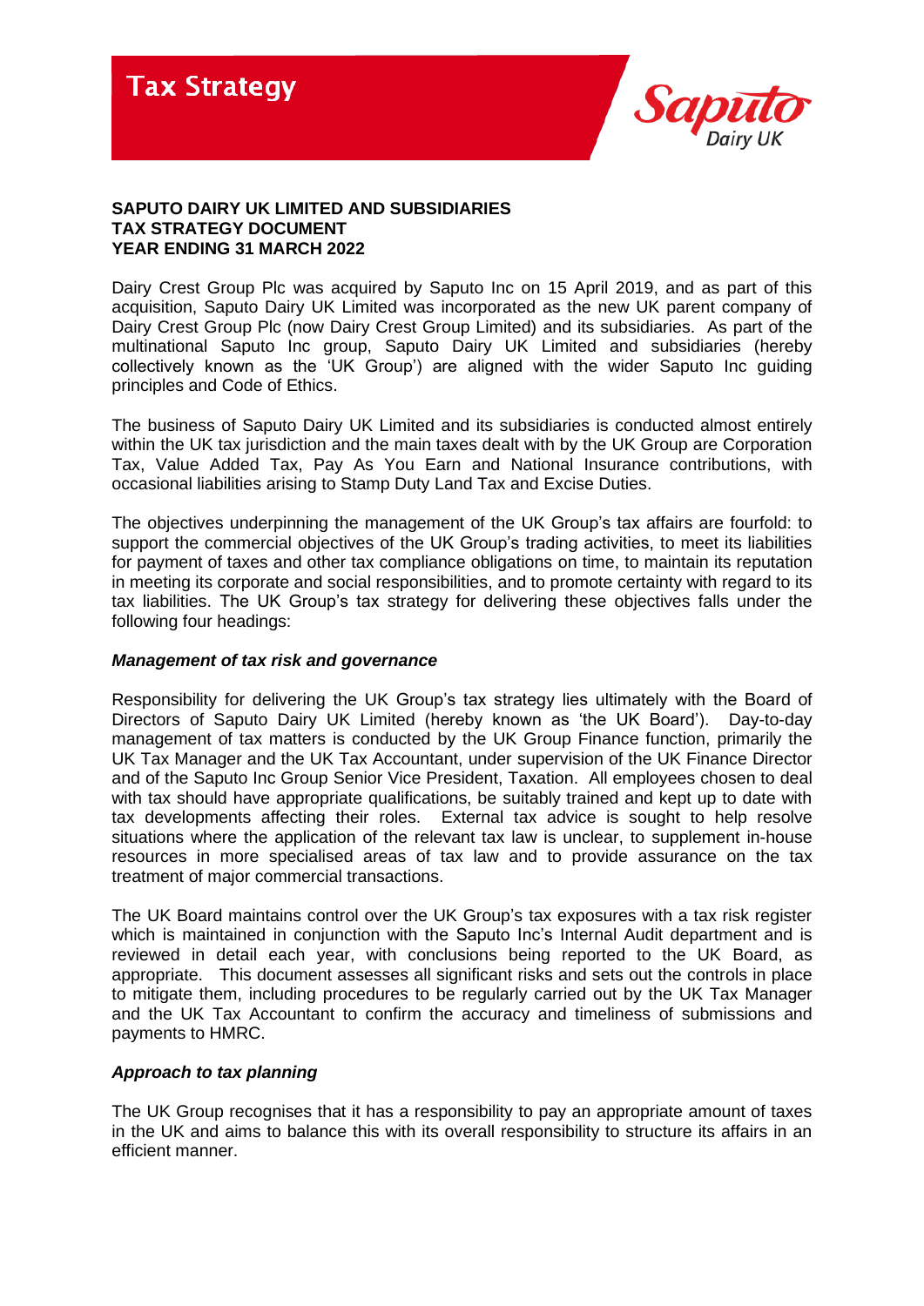# Tax Strategy

**SAPUTO DAIRY UK LIMITED AND SUBSIDIARIES**
**TAX STRATEGY DOCUMENT**
**YEAR ENDING 31 MARCH 2022**

Dairy Crest Group Plc was acquired by Saputo Inc on 15 April 2019, and as part of this acquisition, Saputo Dairy UK Limited was incorporated as the new UK parent company of Dairy Crest Group Plc (now Dairy Crest Group Limited) and its subsidiaries. As part of the multinational Saputo Inc group, Saputo Dairy UK Limited and subsidiaries (hereby collectively known as the 'UK Group') are aligned with the wider Saputo Inc guiding principles and Code of Ethics.

The business of Saputo Dairy UK Limited and its subsidiaries is conducted almost entirely within the UK tax jurisdiction and the main taxes dealt with by the UK Group are Corporation Tax, Value Added Tax, Pay As You Earn and National Insurance contributions, with occasional liabilities arising to Stamp Duty Land Tax and Excise Duties.

The objectives underpinning the management of the UK Group's tax affairs are fourfold: to support the commercial objectives of the UK Group's trading activities, to meet its liabilities for payment of taxes and other tax compliance obligations on time, to maintain its reputation in meeting its corporate and social responsibilities, and to promote certainty with regard to its tax liabilities. The UK Group's tax strategy for delivering these objectives falls under the following four headings:

***Management of tax risk and governance***

Responsibility for delivering the UK Group's tax strategy lies ultimately with the Board of Directors of Saputo Dairy UK Limited (hereby known as 'the UK Board'). Day-to-day management of tax matters is conducted by the UK Group Finance function, primarily the UK Tax Manager and the UK Tax Accountant, under supervision of the UK Finance Director and of the Saputo Inc Group Senior Vice President, Taxation. All employees chosen to deal with tax should have appropriate qualifications, be suitably trained and kept up to date with tax developments affecting their roles. External tax advice is sought to help resolve situations where the application of the relevant tax law is unclear, to supplement in-house resources in more specialised areas of tax law and to provide assurance on the tax treatment of major commercial transactions.

The UK Board maintains control over the UK Group's tax exposures with a tax risk register which is maintained in conjunction with the Saputo Inc's Internal Audit department and is reviewed in detail each year, with conclusions being reported to the UK Board, as appropriate. This document assesses all significant risks and sets out the controls in place to mitigate them, including procedures to be regularly carried out by the UK Tax Manager and the UK Tax Accountant to confirm the accuracy and timeliness of submissions and payments to HMRC.

***Approach to tax planning***

The UK Group recognises that it has a responsibility to pay an appropriate amount of taxes in the UK and aims to balance this with its overall responsibility to structure its affairs in an efficient manner.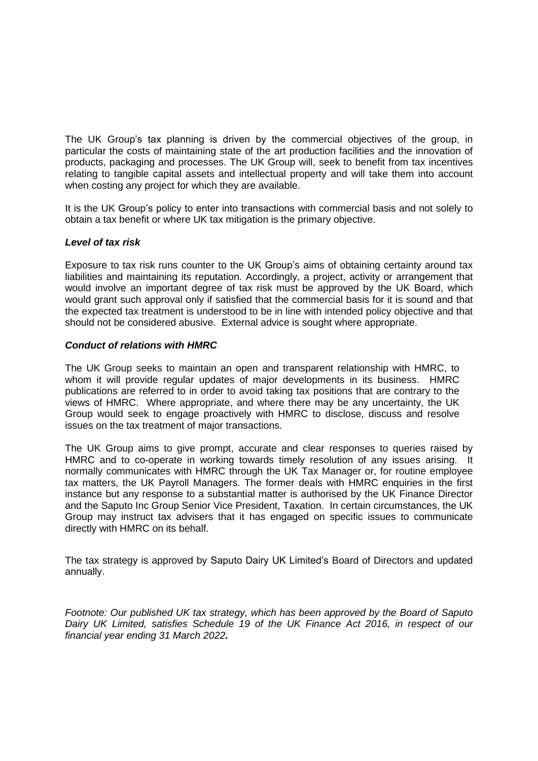The UK Group's tax planning is driven by the commercial objectives of the group, in particular the costs of maintaining state of the art production facilities and the innovation of products, packaging and processes. The UK Group will, seek to benefit from tax incentives relating to tangible capital assets and intellectual property and will take them into account when costing any project for which they are available.

It is the UK Group's policy to enter into transactions with commercial basis and not solely to obtain a tax benefit or where UK tax mitigation is the primary objective.

***Level of tax risk***

Exposure to tax risk runs counter to the UK Group's aims of obtaining certainty around tax liabilities and maintaining its reputation. Accordingly, a project, activity or arrangement that would involve an important degree of tax risk must be approved by the UK Board, which would grant such approval only if satisfied that the commercial basis for it is sound and that the expected tax treatment is understood to be in line with intended policy objective and that should not be considered abusive. External advice is sought where appropriate.

***Conduct of relations with HMRC***

The UK Group seeks to maintain an open and transparent relationship with HMRC, to whom it will provide regular updates of major developments in its business. HMRC publications are referred to in order to avoid taking tax positions that are contrary to the views of HMRC. Where appropriate, and where there may be any uncertainty, the UK Group would seek to engage proactively with HMRC to disclose, discuss and resolve issues on the tax treatment of major transactions.

The UK Group aims to give prompt, accurate and clear responses to queries raised by HMRC and to co-operate in working towards timely resolution of any issues arising. It normally communicates with HMRC through the UK Tax Manager or, for routine employee tax matters, the UK Payroll Managers. The former deals with HMRC enquiries in the first instance but any response to a substantial matter is authorised by the UK Finance Director and the Saputo Inc Group Senior Vice President, Taxation. In certain circumstances, the UK Group may instruct tax advisers that it has engaged on specific issues to communicate directly with HMRC on its behalf.

The tax strategy is approved by Saputo Dairy UK Limited's Board of Directors and updated annually.

*Footnote: Our published UK tax strategy, which has been approved by the Board of Saputo Dairy UK Limited, satisfies Schedule 19 of the UK Finance Act 2016, in respect of our financial year ending 31 March 2022.*